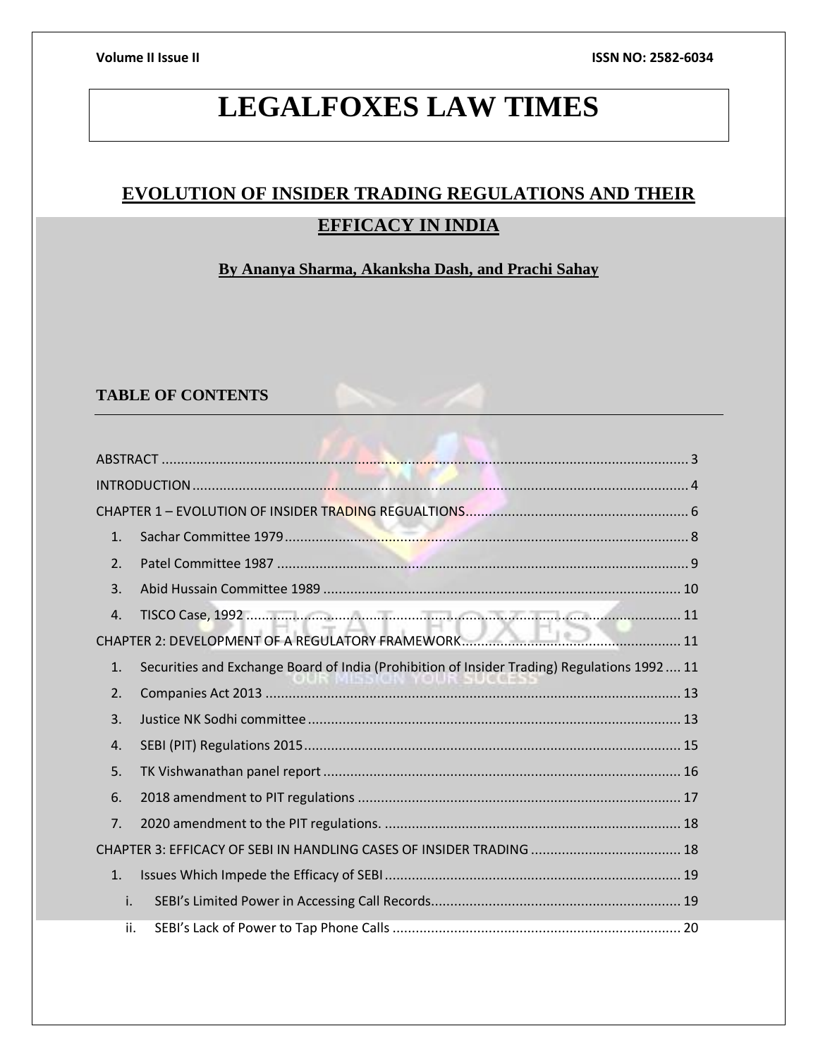# LEGALFOXES LAW TIMES

## EVOLUTION OF INSIDER TRADING REGULATIONS AND THEIR EFFICACY IN INDIA

**By Ananya Sharma, Akanksha Dash, and Prachi Sahay**

### TABLE OF CONTENTS

ABSTRACT ........ 3

INTRODUCTION ........ 4

CHAPTER 1 – EVOLUTION OF INSIDER TRADING REGUALTIONS ........ 6

1. Sachar Committee 1979 ........ 8
2. Patel Committee 1987 ........ 9
3. Abid Hussain Committee 1989 ........ 10
4. TISCO Case, 1992 ........ 11

CHAPTER 2: DEVELOPMENT OF A REGULATORY FRAMEWORK ........ 11

1. Securities and Exchange Board of India (Prohibition of Insider Trading) Regulations 1992 ........ 11
2. Companies Act 2013 ........ 13
3. Justice NK Sodhi committee ........ 13
4. SEBI (PIT) Regulations 2015 ........ 15
5. TK Vishwanathan panel report ........ 16
6. 2018 amendment to PIT regulations ........ 17
7. 2020 amendment to the PIT regulations. ........ 18

CHAPTER 3: EFFICACY OF SEBI IN HANDLING CASES OF INSIDER TRADING ........ 18

1. Issues Which Impede the Efficacy of SEBI ........ 19
   - i. SEBI's Limited Power in Accessing Call Records ........ 19
   - ii. SEBI's Lack of Power to Tap Phone Calls ........ 20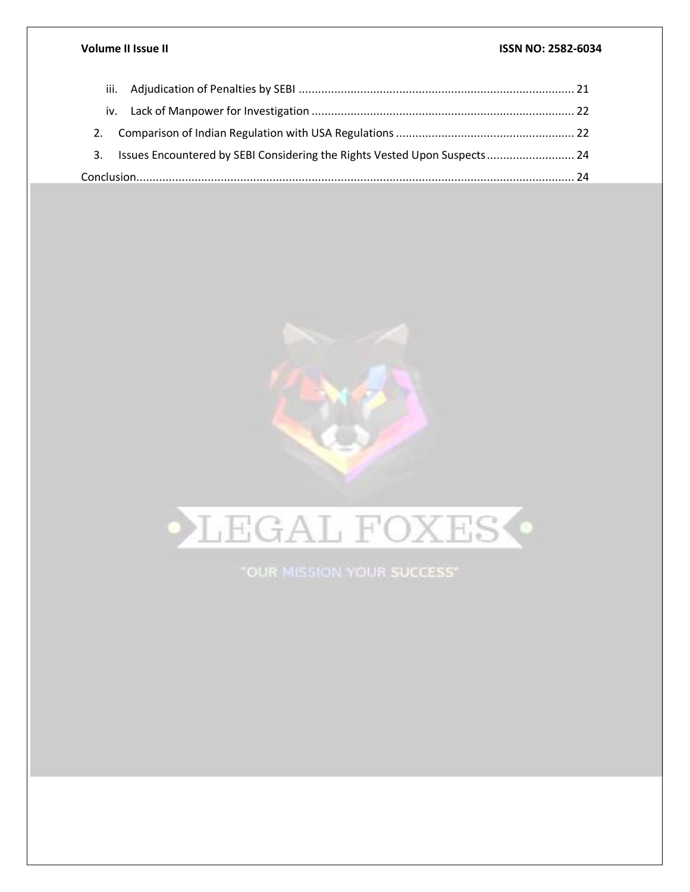iii. Adjudication of Penalties by SEBI ..................................................................................... 21

iv. Lack of Manpower for Investigation ................................................................................. 22

2. Comparison of Indian Regulation with USA Regulations ....................................................... 22

3. Issues Encountered by SEBI Considering the Rights Vested Upon Suspects ........................... 24

Conclusion........................................................................................................................................ 24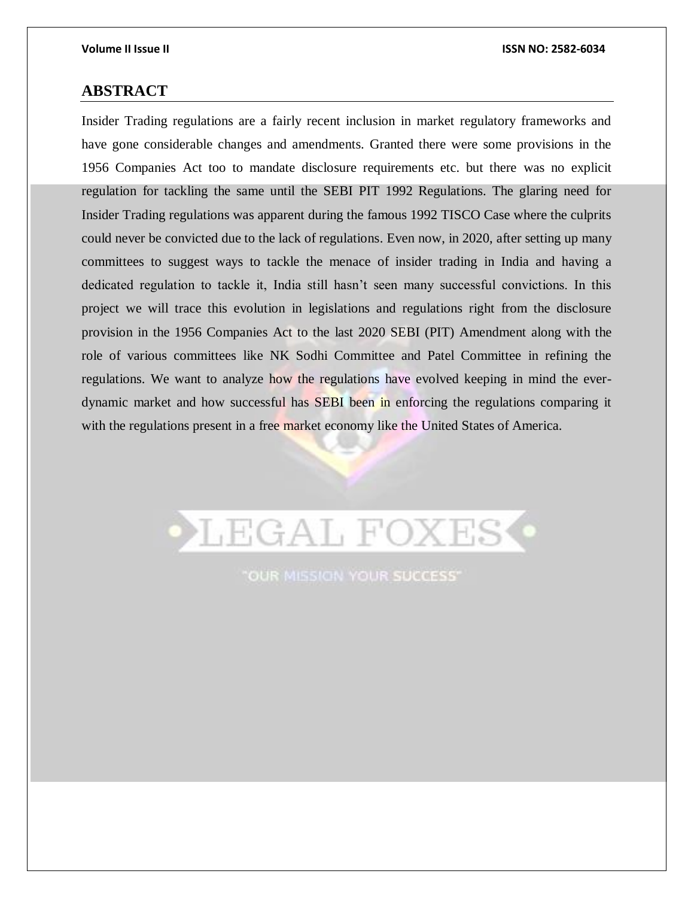## ABSTRACT

Insider Trading regulations are a fairly recent inclusion in market regulatory frameworks and have gone considerable changes and amendments. Granted there were some provisions in the 1956 Companies Act too to mandate disclosure requirements etc. but there was no explicit regulation for tackling the same until the SEBI PIT 1992 Regulations. The glaring need for Insider Trading regulations was apparent during the famous 1992 TISCO Case where the culprits could never be convicted due to the lack of regulations. Even now, in 2020, after setting up many committees to suggest ways to tackle the menace of insider trading in India and having a dedicated regulation to tackle it, India still hasn't seen many successful convictions. In this project we will trace this evolution in legislations and regulations right from the disclosure provision in the 1956 Companies Act to the last 2020 SEBI (PIT) Amendment along with the role of various committees like NK Sodhi Committee and Patel Committee in refining the regulations. We want to analyze how the regulations have evolved keeping in mind the ever-dynamic market and how successful has SEBI been in enforcing the regulations comparing it with the regulations present in a free market economy like the United States of America.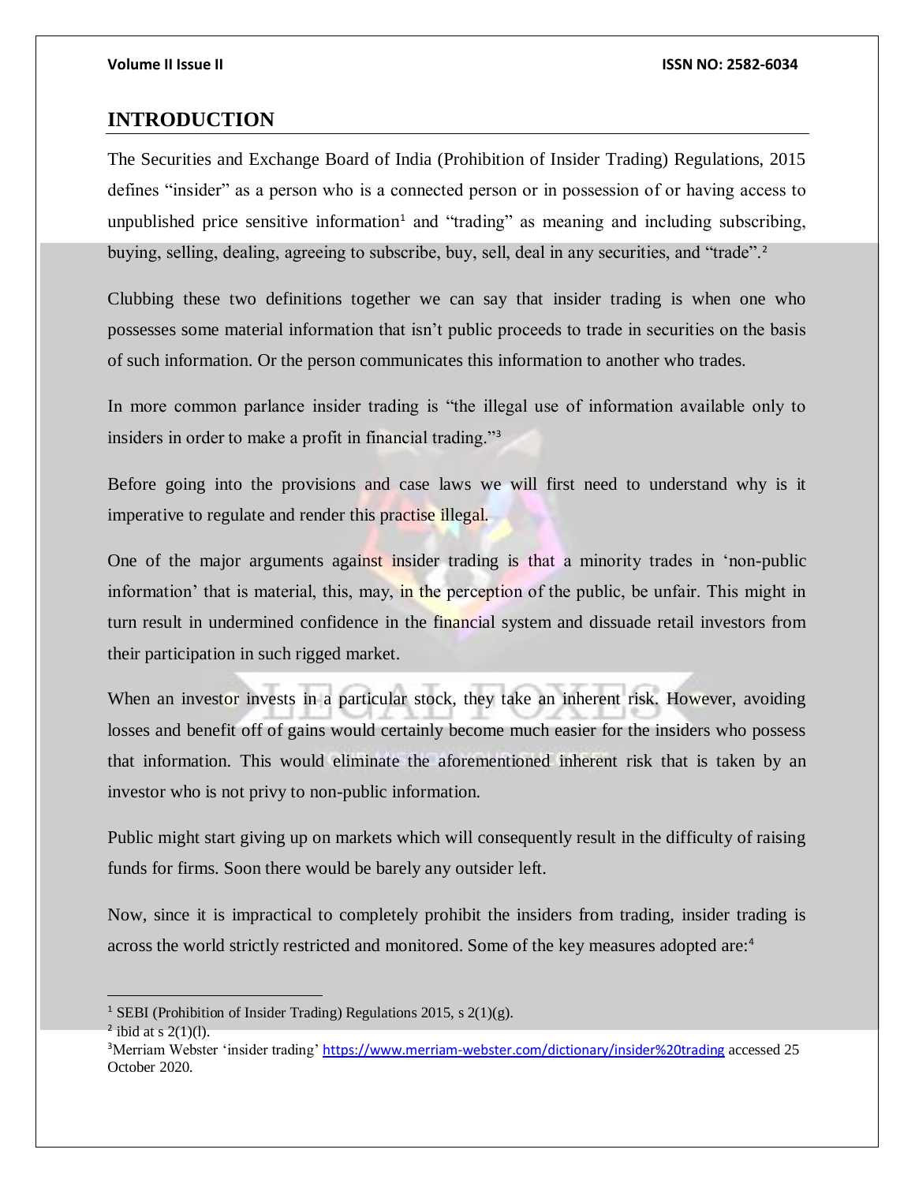## INTRODUCTION

The Securities and Exchange Board of India (Prohibition of Insider Trading) Regulations, 2015 defines "insider" as a person who is a connected person or in possession of or having access to unpublished price sensitive information[1] and "trading" as meaning and including subscribing, buying, selling, dealing, agreeing to subscribe, buy, sell, deal in any securities, and "trade".[2]

Clubbing these two definitions together we can say that insider trading is when one who possesses some material information that isn't public proceeds to trade in securities on the basis of such information. Or the person communicates this information to another who trades.

In more common parlance insider trading is "the illegal use of information available only to insiders in order to make a profit in financial trading."[3]

Before going into the provisions and case laws we will first need to understand why is it imperative to regulate and render this practise illegal.

One of the major arguments against insider trading is that a minority trades in 'non-public information' that is material, this, may, in the perception of the public, be unfair. This might in turn result in undermined confidence in the financial system and dissuade retail investors from their participation in such rigged market.

When an investor invests in a particular stock, they take an inherent risk. However, avoiding losses and benefit off of gains would certainly become much easier for the insiders who possess that information. This would eliminate the aforementioned inherent risk that is taken by an investor who is not privy to non-public information.

Public might start giving up on markets which will consequently result in the difficulty of raising funds for firms. Soon there would be barely any outsider left.

Now, since it is impractical to completely prohibit the insiders from trading, insider trading is across the world strictly restricted and monitored. Some of the key measures adopted are:[4]

---

[1] SEBI (Prohibition of Insider Trading) Regulations 2015, s 2(1)(g).

[2] ibid at s 2(1)(l).

[3] Merriam Webster 'insider trading' https://www.merriam-webster.com/dictionary/insider%20trading accessed 25 October 2020.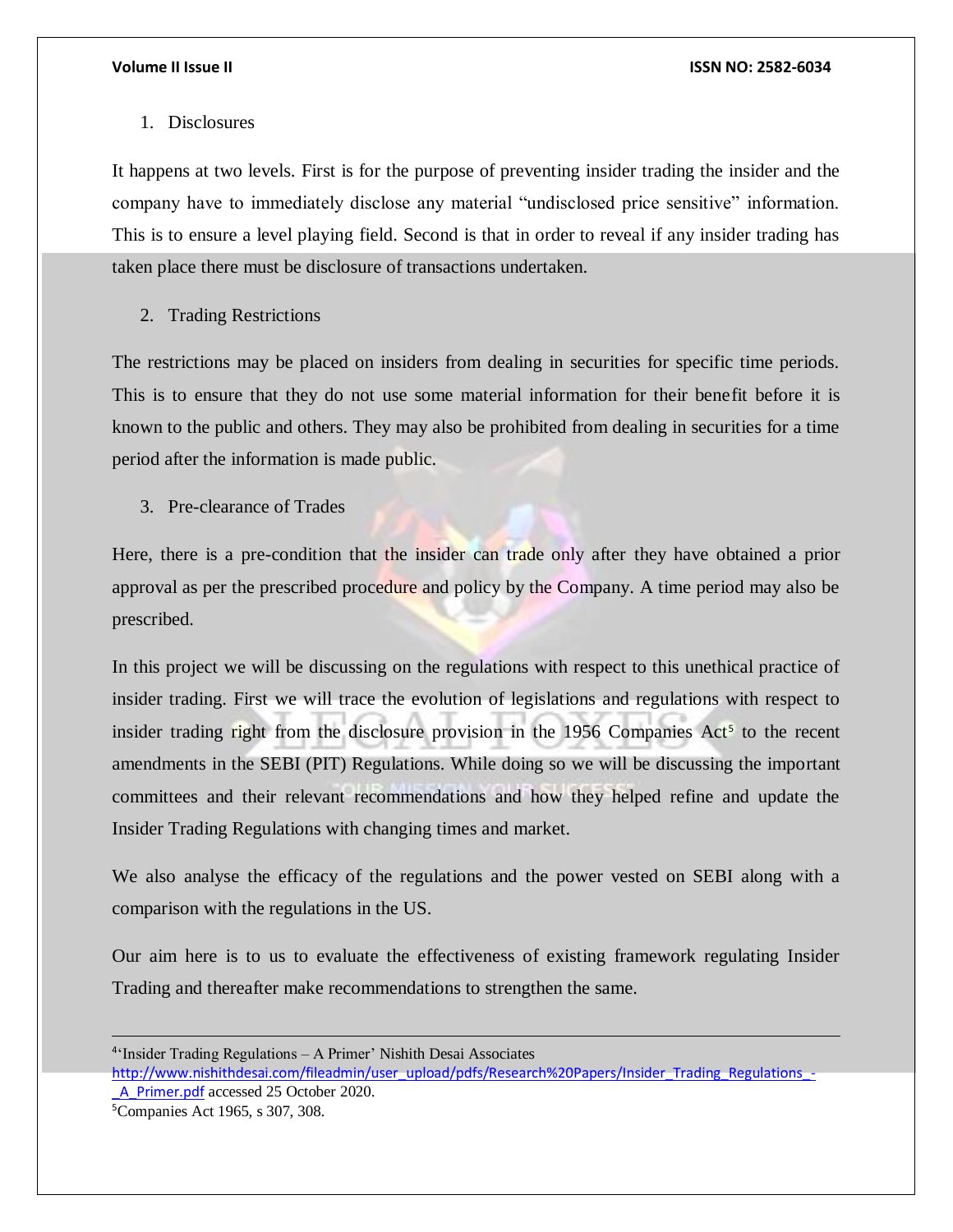1. Disclosures

It happens at two levels. First is for the purpose of preventing insider trading the insider and the company have to immediately disclose any material “undisclosed price sensitive” information. This is to ensure a level playing field. Second is that in order to reveal if any insider trading has taken place there must be disclosure of transactions undertaken.

2. Trading Restrictions

The restrictions may be placed on insiders from dealing in securities for specific time periods. This is to ensure that they do not use some material information for their benefit before it is known to the public and others. They may also be prohibited from dealing in securities for a time period after the information is made public.

3. Pre-clearance of Trades

Here, there is a pre-condition that the insider can trade only after they have obtained a prior approval as per the prescribed procedure and policy by the Company. A time period may also be prescribed.

In this project we will be discussing on the regulations with respect to this unethical practice of insider trading. First we will trace the evolution of legislations and regulations with respect to insider trading right from the disclosure provision in the 1956 Companies Act[5] to the recent amendments in the SEBI (PIT) Regulations. While doing so we will be discussing the important committees and their relevant recommendations and how they helped refine and update the Insider Trading Regulations with changing times and market.

We also analyse the efficacy of the regulations and the power vested on SEBI along with a comparison with the regulations in the US.

Our aim here is to us to evaluate the effectiveness of existing framework regulating Insider Trading and thereafter make recommendations to strengthen the same.

---

[4] ‘Insider Trading Regulations – A Primer’ Nishith Desai Associates http://www.nishithdesai.com/fileadmin/user_upload/pdfs/Research%20Papers/Insider_Trading_Regulations_-_A_Primer.pdf accessed 25 October 2020.

[5] Companies Act 1965, s 307, 308.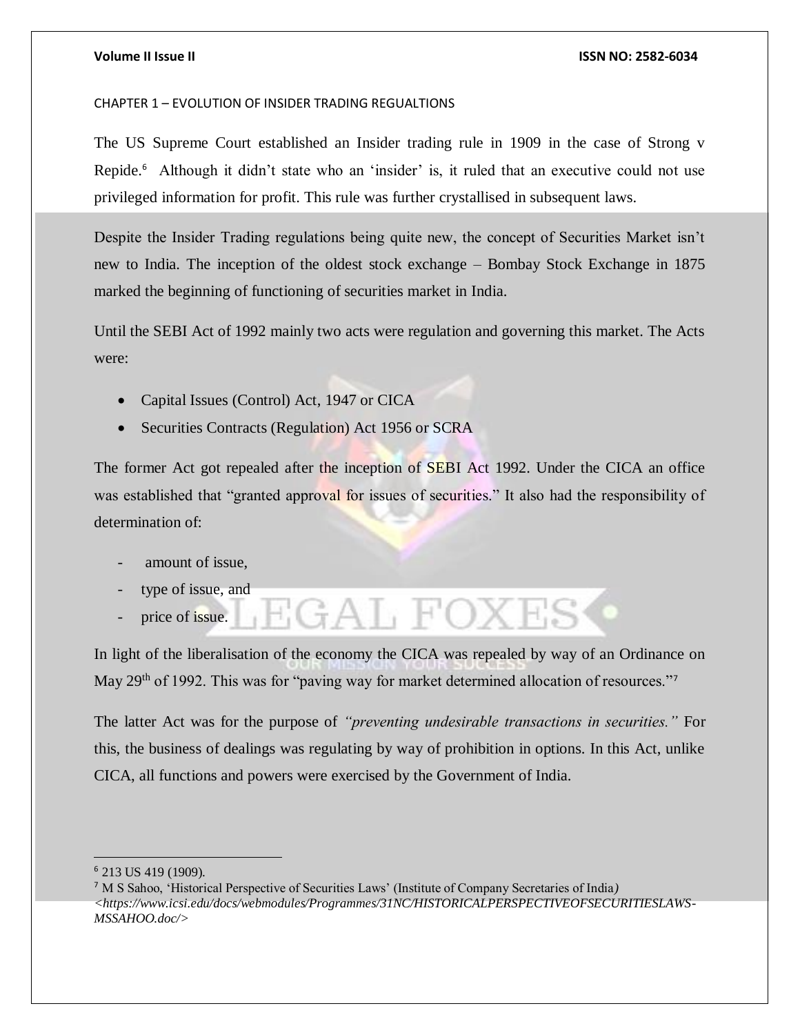CHAPTER 1 – EVOLUTION OF INSIDER TRADING REGUALTIONS

The US Supreme Court established an Insider trading rule in 1909 in the case of Strong v Repide.[6] Although it didn't state who an 'insider' is, it ruled that an executive could not use privileged information for profit. This rule was further crystallised in subsequent laws.

Despite the Insider Trading regulations being quite new, the concept of Securities Market isn't new to India. The inception of the oldest stock exchange – Bombay Stock Exchange in 1875 marked the beginning of functioning of securities market in India.

Until the SEBI Act of 1992 mainly two acts were regulation and governing this market. The Acts were:

- Capital Issues (Control) Act, 1947 or CICA
- Securities Contracts (Regulation) Act 1956 or SCRA

The former Act got repealed after the inception of SEBI Act 1992. Under the CICA an office was established that "granted approval for issues of securities." It also had the responsibility of determination of:

- amount of issue,
- type of issue, and
- price of issue.

In light of the liberalisation of the economy the CICA was repealed by way of an Ordinance on May 29th of 1992. This was for "paving way for market determined allocation of resources."[7]

The latter Act was for the purpose of *"preventing undesirable transactions in securities."* For this, the business of dealings was regulating by way of prohibition in options. In this Act, unlike CICA, all functions and powers were exercised by the Government of India.

---

[6] 213 US 419 (1909).

[7] M S Sahoo, 'Historical Perspective of Securities Laws' (Institute of Company Secretaries of India) *<https://www.icsi.edu/docs/webmodules/Programmes/31NC/HISTORICALPERSPECTIVEOFSECURITIESLAWS-MSSAHOO.doc/>*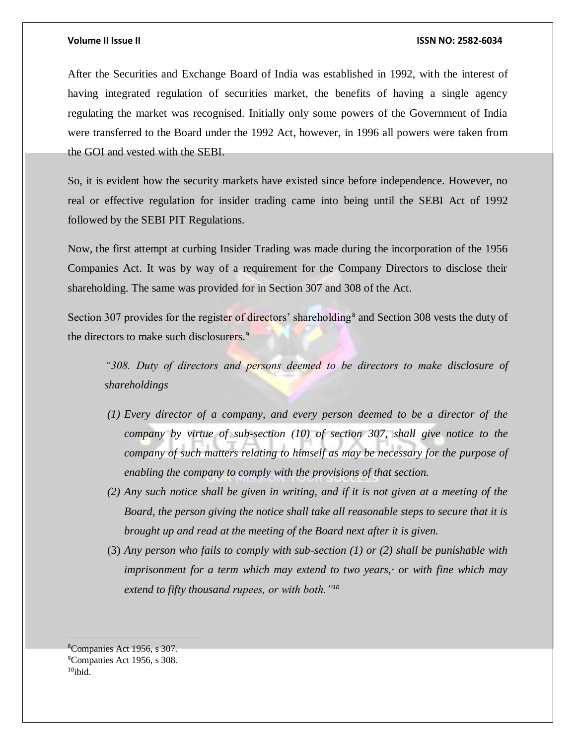After the Securities and Exchange Board of India was established in 1992, with the interest of having integrated regulation of securities market, the benefits of having a single agency regulating the market was recognised. Initially only some powers of the Government of India were transferred to the Board under the 1992 Act, however, in 1996 all powers were taken from the GOI and vested with the SEBI.

So, it is evident how the security markets have existed since before independence. However, no real or effective regulation for insider trading came into being until the SEBI Act of 1992 followed by the SEBI PIT Regulations.

Now, the first attempt at curbing Insider Trading was made during the incorporation of the 1956 Companies Act. It was by way of a requirement for the Company Directors to disclose their shareholding. The same was provided for in Section 307 and 308 of the Act.

Section 307 provides for the register of directors' shareholding[8] and Section 308 vests the duty of the directors to make such disclosurers.[9]

> *"308. Duty of directors and persons deemed to be directors to make disclosure of shareholdings*
>
> *(1) Every director of a company, and every person deemed to be a director of the company by virtue of sub-section (10) of section 307, shall give notice to the company of such matters relating to himself as may be necessary for the purpose of enabling the company to comply with the provisions of that section.*
>
> *(2) Any such notice shall be given in writing, and if it is not given at a meeting of the Board, the person giving the notice shall take all reasonable steps to secure that it is brought up and read at the meeting of the Board next after it is given.*
>
> (3) *Any person who fails to comply with sub-section (1) or (2) shall be punishable with imprisonment for a term which may extend to two years,· or with fine which may extend to fifty thousand rupees, or with both."*[10]

---

[8] Companies Act 1956, s 307.
[9] Companies Act 1956, s 308.
[10] ibid.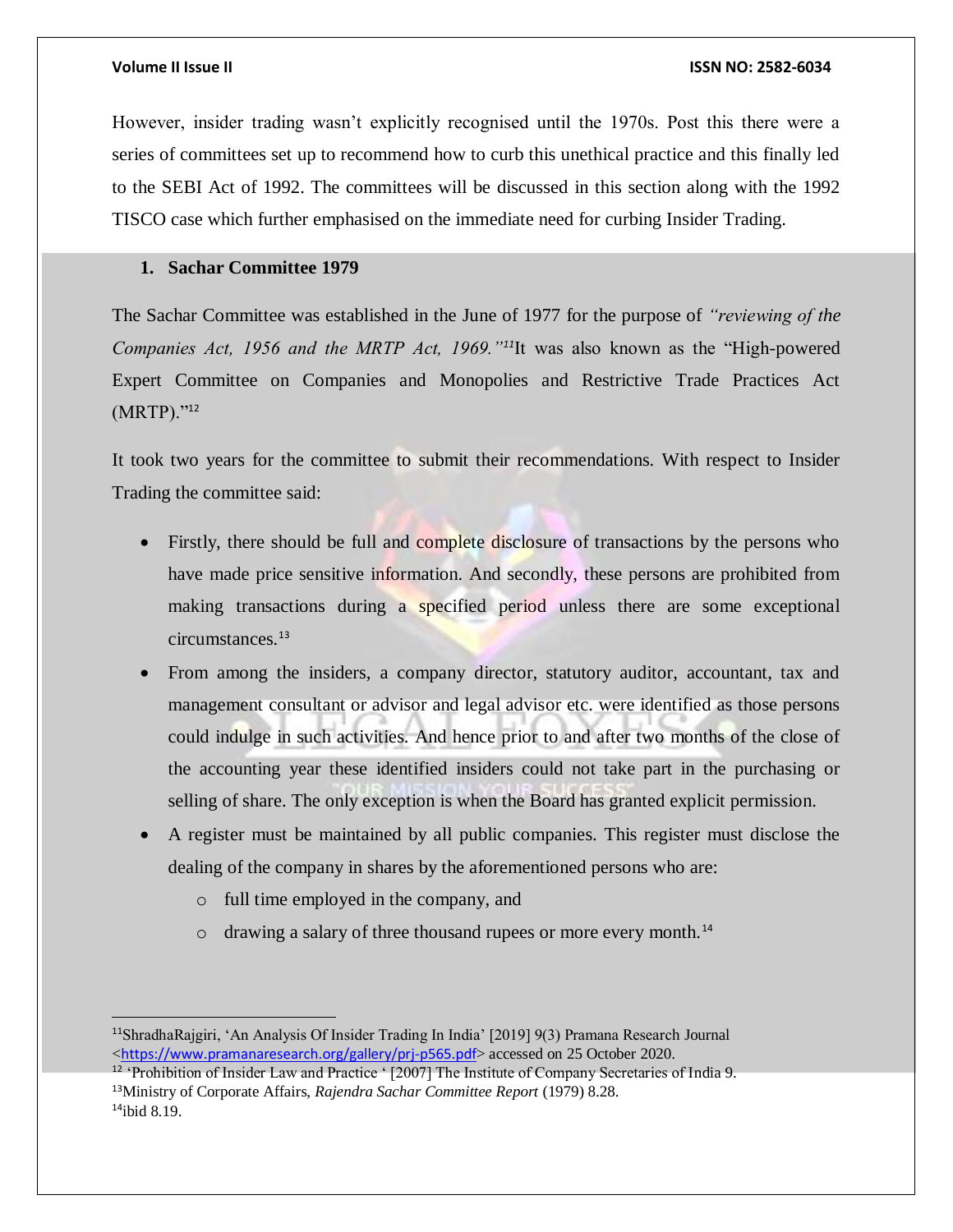However, insider trading wasn't explicitly recognised until the 1970s. Post this there were a series of committees set up to recommend how to curb this unethical practice and this finally led to the SEBI Act of 1992. The committees will be discussed in this section along with the 1992 TISCO case which further emphasised on the immediate need for curbing Insider Trading.

### 1. Sachar Committee 1979

The Sachar Committee was established in the June of 1977 for the purpose of *"reviewing of the Companies Act, 1956 and the MRTP Act, 1969."*[11] It was also known as the "High-powered Expert Committee on Companies and Monopolies and Restrictive Trade Practices Act (MRTP)."[12]

It took two years for the committee to submit their recommendations. With respect to Insider Trading the committee said:

- Firstly, there should be full and complete disclosure of transactions by the persons who have made price sensitive information. And secondly, these persons are prohibited from making transactions during a specified period unless there are some exceptional circumstances.[13]
- From among the insiders, a company director, statutory auditor, accountant, tax and management consultant or advisor and legal advisor etc. were identified as those persons could indulge in such activities. And hence prior to and after two months of the close of the accounting year these identified insiders could not take part in the purchasing or selling of share. The only exception is when the Board has granted explicit permission.
- A register must be maintained by all public companies. This register must disclose the dealing of the company in shares by the aforementioned persons who are:
  - full time employed in the company, and
  - drawing a salary of three thousand rupees or more every month.[14]

---

[11] ShradhaRajgiri, 'An Analysis Of Insider Trading In India' [2019] 9(3) Pramana Research Journal <https://www.pramanaresearch.org/gallery/prj-p565.pdf> accessed on 25 October 2020.

[12] 'Prohibition of Insider Law and Practice ' [2007] The Institute of Company Secretaries of India 9.

[13] Ministry of Corporate Affairs, *Rajendra Sachar Committee Report* (1979) 8.28.

[14] ibid 8.19.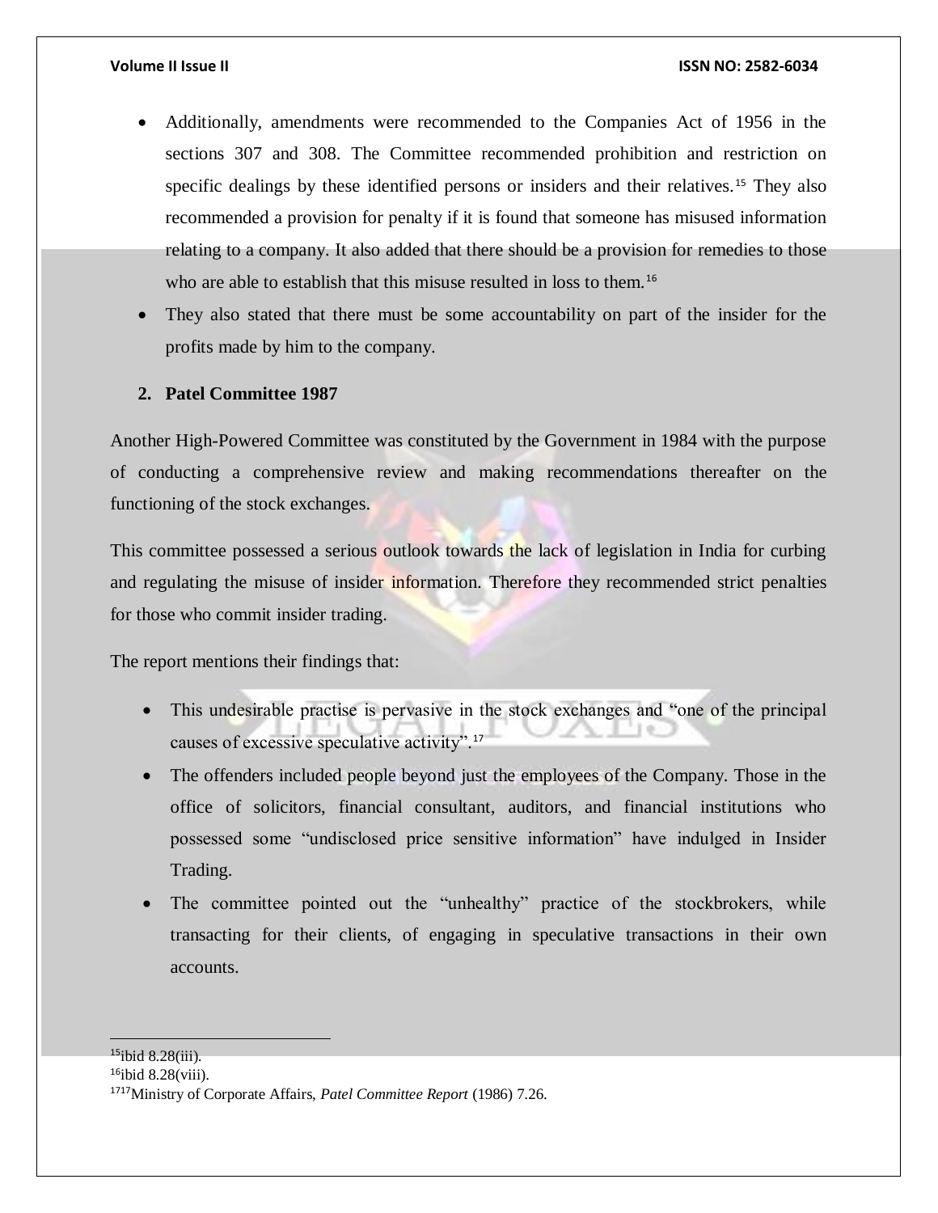- Additionally, amendments were recommended to the Companies Act of 1956 in the sections 307 and 308. The Committee recommended prohibition and restriction on specific dealings by these identified persons or insiders and their relatives.[15] They also recommended a provision for penalty if it is found that someone has misused information relating to a company. It also added that there should be a provision for remedies to those who are able to establish that this misuse resulted in loss to them.[16]
- They also stated that there must be some accountability on part of the insider for the profits made by him to the company.

**2. Patel Committee 1987**

Another High-Powered Committee was constituted by the Government in 1984 with the purpose of conducting a comprehensive review and making recommendations thereafter on the functioning of the stock exchanges.

This committee possessed a serious outlook towards the lack of legislation in India for curbing and regulating the misuse of insider information. Therefore they recommended strict penalties for those who commit insider trading.

The report mentions their findings that:

- This undesirable practise is pervasive in the stock exchanges and "one of the principal causes of excessive speculative activity".[17]
- The offenders included people beyond just the employees of the Company. Those in the office of solicitors, financial consultant, auditors, and financial institutions who possessed some "undisclosed price sensitive information" have indulged in Insider Trading.
- The committee pointed out the "unhealthy" practice of the stockbrokers, while transacting for their clients, of engaging in speculative transactions in their own accounts.

---

[15] ibid 8.28(iii).

[16] ibid 8.28(viii).

[17] 17 Ministry of Corporate Affairs, *Patel Committee Report* (1986) 7.26.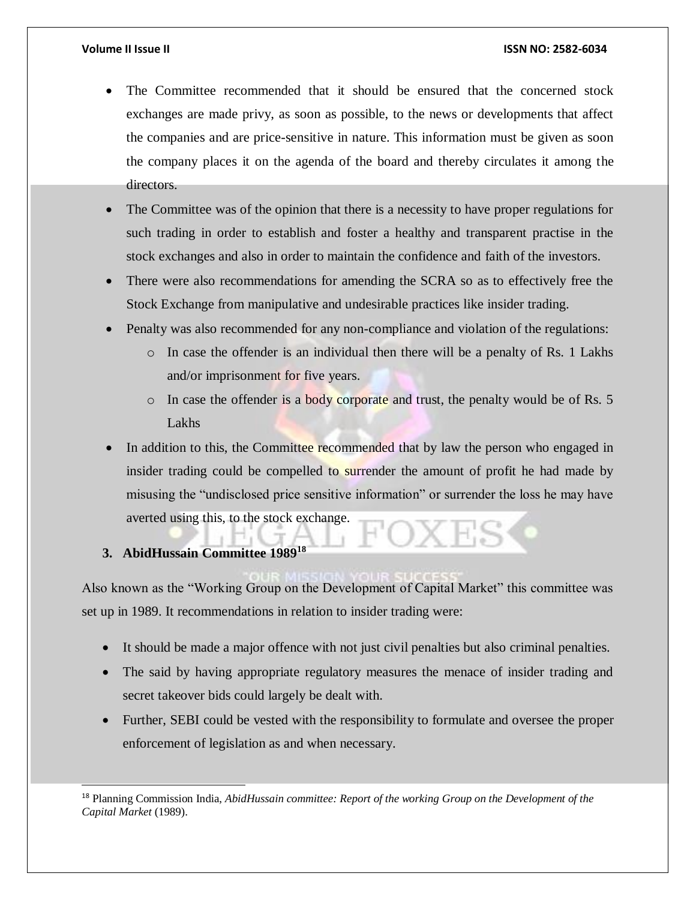- The Committee recommended that it should be ensured that the concerned stock exchanges are made privy, as soon as possible, to the news or developments that affect the companies and are price-sensitive in nature. This information must be given as soon the company places it on the agenda of the board and thereby circulates it among the directors.
- The Committee was of the opinion that there is a necessity to have proper regulations for such trading in order to establish and foster a healthy and transparent practise in the stock exchanges and also in order to maintain the confidence and faith of the investors.
- There were also recommendations for amending the SCRA so as to effectively free the Stock Exchange from manipulative and undesirable practices like insider trading.
- Penalty was also recommended for any non-compliance and violation of the regulations:
    - In case the offender is an individual then there will be a penalty of Rs. 1 Lakhs and/or imprisonment for five years.
    - In case the offender is a body corporate and trust, the penalty would be of Rs. 5 Lakhs
- In addition to this, the Committee recommended that by law the person who engaged in insider trading could be compelled to surrender the amount of profit he had made by misusing the "undisclosed price sensitive information" or surrender the loss he may have averted using this, to the stock exchange.

### 3. AbidHussain Committee 1989[18]

Also known as the "Working Group on the Development of Capital Market" this committee was set up in 1989. It recommendations in relation to insider trading were:

- It should be made a major offence with not just civil penalties but also criminal penalties.
- The said by having appropriate regulatory measures the menace of insider trading and secret takeover bids could largely be dealt with.
- Further, SEBI could be vested with the responsibility to formulate and oversee the proper enforcement of legislation as and when necessary.

---

[18] Planning Commission India, *AbidHussain committee: Report of the working Group on the Development of the Capital Market* (1989).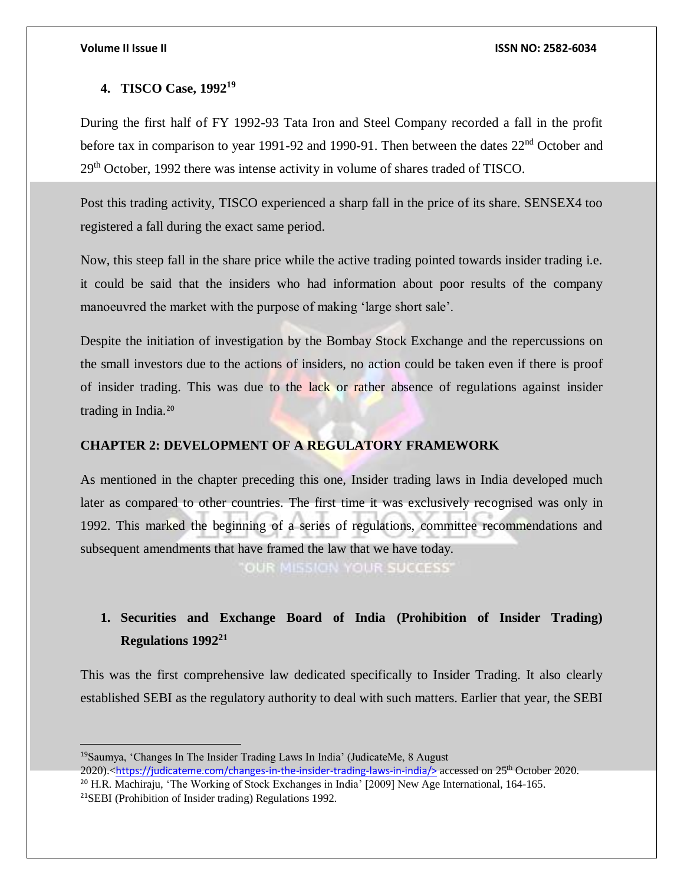## 4. TISCO Case, 1992[19]

During the first half of FY 1992-93 Tata Iron and Steel Company recorded a fall in the profit before tax in comparison to year 1991-92 and 1990-91. Then between the dates 22nd October and 29th October, 1992 there was intense activity in volume of shares traded of TISCO.

Post this trading activity, TISCO experienced a sharp fall in the price of its share. SENSEX4 too registered a fall during the exact same period.

Now, this steep fall in the share price while the active trading pointed towards insider trading i.e. it could be said that the insiders who had information about poor results of the company manoeuvred the market with the purpose of making 'large short sale'.

Despite the initiation of investigation by the Bombay Stock Exchange and the repercussions on the small investors due to the actions of insiders, no action could be taken even if there is proof of insider trading. This was due to the lack or rather absence of regulations against insider trading in India.[20]

# CHAPTER 2: DEVELOPMENT OF A REGULATORY FRAMEWORK

As mentioned in the chapter preceding this one, Insider trading laws in India developed much later as compared to other countries. The first time it was exclusively recognised was only in 1992. This marked the beginning of a series of regulations, committee recommendations and subsequent amendments that have framed the law that we have today.

## 1. Securities and Exchange Board of India (Prohibition of Insider Trading) Regulations 1992[21]

This was the first comprehensive law dedicated specifically to Insider Trading. It also clearly established SEBI as the regulatory authority to deal with such matters. Earlier that year, the SEBI

---

[19] Saumya, 'Changes In The Insider Trading Laws In India' (JudicateMe, 8 August 2020).<https://judicateme.com/changes-in-the-insider-trading-laws-in-india/> accessed on 25th October 2020.

[20] H.R. Machiraju, 'The Working of Stock Exchanges in India' [2009] New Age International, 164-165.

[21] SEBI (Prohibition of Insider trading) Regulations 1992.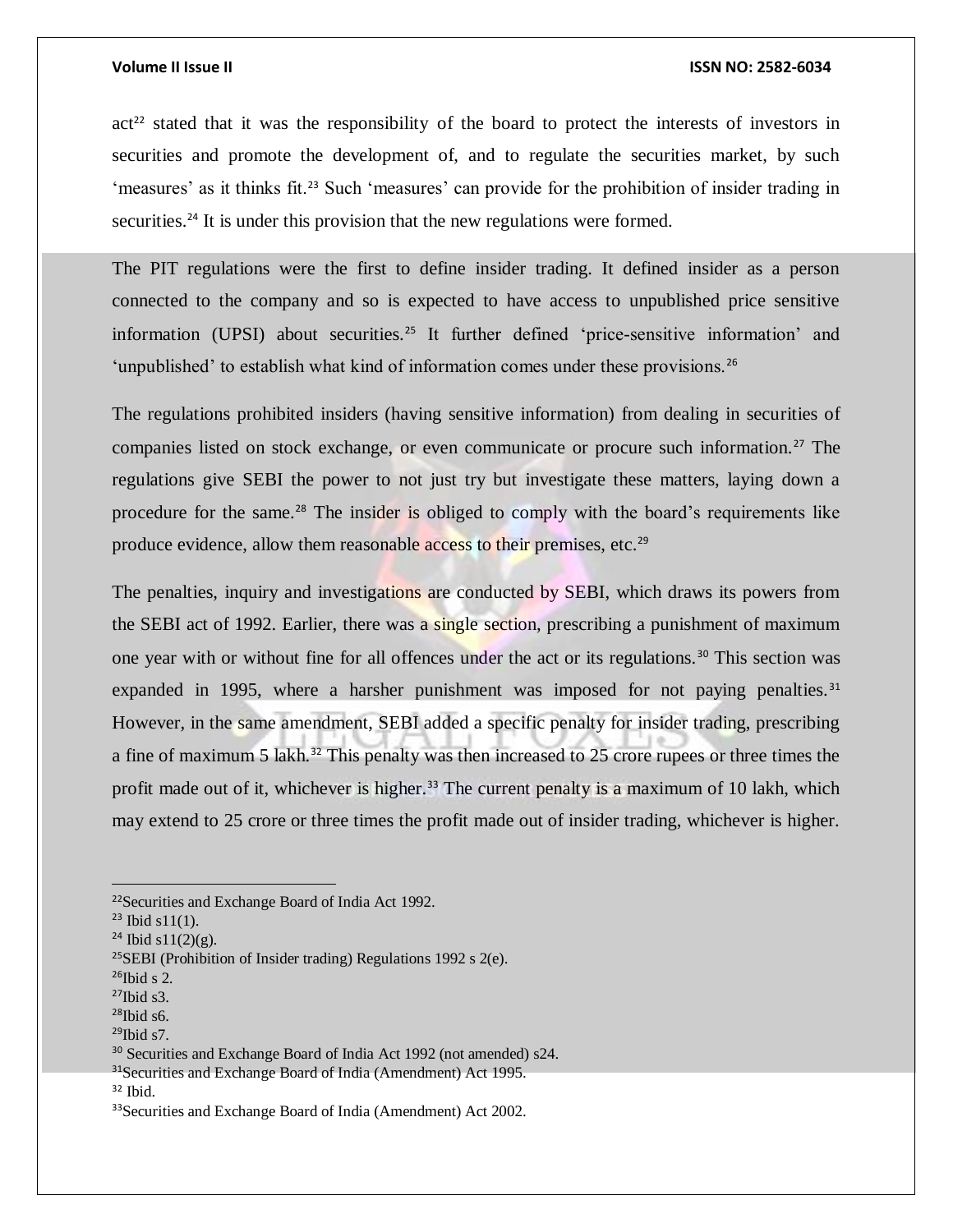act[22] stated that it was the responsibility of the board to protect the interests of investors in securities and promote the development of, and to regulate the securities market, by such 'measures' as it thinks fit.[23] Such 'measures' can provide for the prohibition of insider trading in securities.[24] It is under this provision that the new regulations were formed.

The PIT regulations were the first to define insider trading. It defined insider as a person connected to the company and so is expected to have access to unpublished price sensitive information (UPSI) about securities.[25] It further defined 'price-sensitive information' and 'unpublished' to establish what kind of information comes under these provisions.[26]

The regulations prohibited insiders (having sensitive information) from dealing in securities of companies listed on stock exchange, or even communicate or procure such information.[27] The regulations give SEBI the power to not just try but investigate these matters, laying down a procedure for the same.[28] The insider is obliged to comply with the board's requirements like produce evidence, allow them reasonable access to their premises, etc.[29]

The penalties, inquiry and investigations are conducted by SEBI, which draws its powers from the SEBI act of 1992. Earlier, there was a single section, prescribing a punishment of maximum one year with or without fine for all offences under the act or its regulations.[30] This section was expanded in 1995, where a harsher punishment was imposed for not paying penalties.[31] However, in the same amendment, SEBI added a specific penalty for insider trading, prescribing a fine of maximum 5 lakh.[32] This penalty was then increased to 25 crore rupees or three times the profit made out of it, whichever is higher.[33] The current penalty is a maximum of 10 lakh, which may extend to 25 crore or three times the profit made out of insider trading, whichever is higher.

---

[22] Securities and Exchange Board of India Act 1992.
[23] Ibid s11(1).
[24] Ibid s11(2)(g).
[25] SEBI (Prohibition of Insider trading) Regulations 1992 s 2(e).
[26] Ibid s 2.
[27] Ibid s3.
[28] Ibid s6.
[29] Ibid s7.
[30] Securities and Exchange Board of India Act 1992 (not amended) s24.
[31] Securities and Exchange Board of India (Amendment) Act 1995.
[32] Ibid.
[33] Securities and Exchange Board of India (Amendment) Act 2002.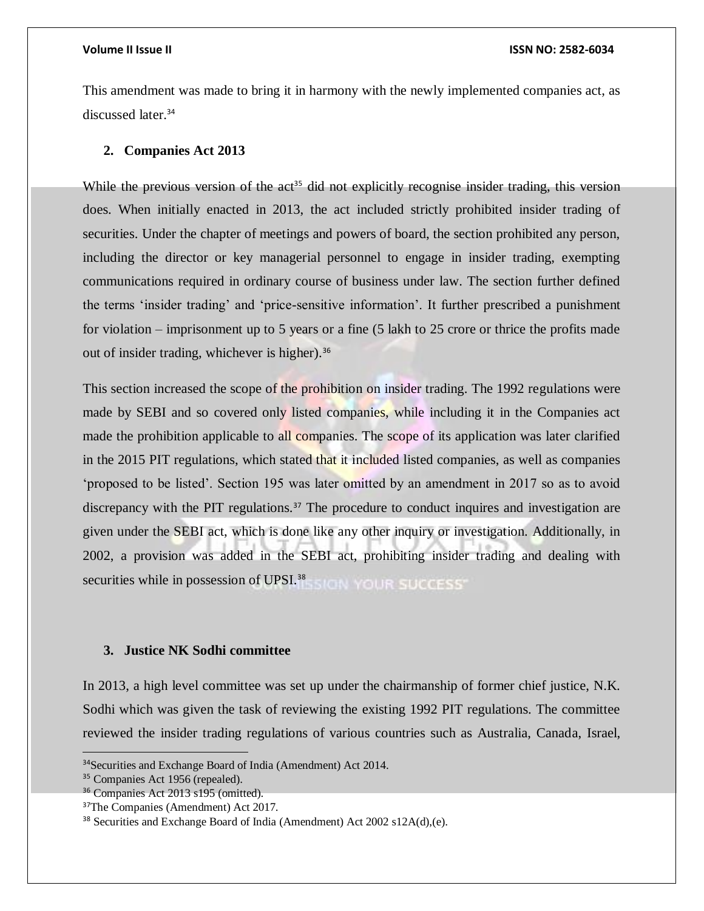This amendment was made to bring it in harmony with the newly implemented companies act, as discussed later.[34]

**2. Companies Act 2013**

While the previous version of the act[35] did not explicitly recognise insider trading, this version does. When initially enacted in 2013, the act included strictly prohibited insider trading of securities. Under the chapter of meetings and powers of board, the section prohibited any person, including the director or key managerial personnel to engage in insider trading, exempting communications required in ordinary course of business under law. The section further defined the terms 'insider trading' and 'price-sensitive information'. It further prescribed a punishment for violation – imprisonment up to 5 years or a fine (5 lakh to 25 crore or thrice the profits made out of insider trading, whichever is higher).[36]

This section increased the scope of the prohibition on insider trading. The 1992 regulations were made by SEBI and so covered only listed companies, while including it in the Companies act made the prohibition applicable to all companies. The scope of its application was later clarified in the 2015 PIT regulations, which stated that it included listed companies, as well as companies 'proposed to be listed'. Section 195 was later omitted by an amendment in 2017 so as to avoid discrepancy with the PIT regulations.[37] The procedure to conduct inquires and investigation are given under the SEBI act, which is done like any other inquiry or investigation. Additionally, in 2002, a provision was added in the SEBI act, prohibiting insider trading and dealing with securities while in possession of UPSI.[38]

**3. Justice NK Sodhi committee**

In 2013, a high level committee was set up under the chairmanship of former chief justice, N.K. Sodhi which was given the task of reviewing the existing 1992 PIT regulations. The committee reviewed the insider trading regulations of various countries such as Australia, Canada, Israel,

---

[34] Securities and Exchange Board of India (Amendment) Act 2014.

[35] Companies Act 1956 (repealed).

[36] Companies Act 2013 s195 (omitted).

[37] The Companies (Amendment) Act 2017.

[38] Securities and Exchange Board of India (Amendment) Act 2002 s12A(d),(e).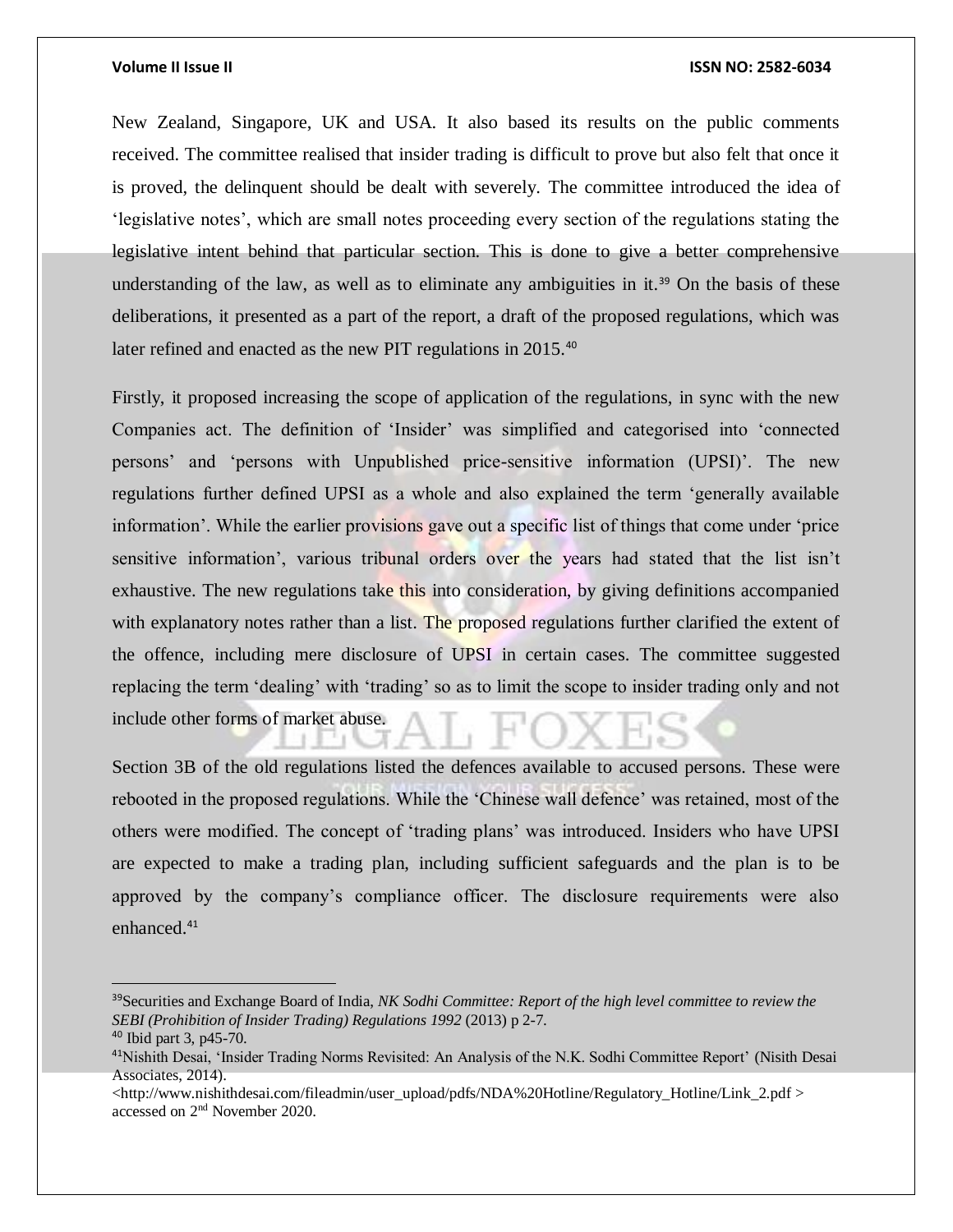New Zealand, Singapore, UK and USA. It also based its results on the public comments received. The committee realised that insider trading is difficult to prove but also felt that once it is proved, the delinquent should be dealt with severely. The committee introduced the idea of 'legislative notes', which are small notes proceeding every section of the regulations stating the legislative intent behind that particular section. This is done to give a better comprehensive understanding of the law, as well as to eliminate any ambiguities in it.[39] On the basis of these deliberations, it presented as a part of the report, a draft of the proposed regulations, which was later refined and enacted as the new PIT regulations in 2015.[40]

Firstly, it proposed increasing the scope of application of the regulations, in sync with the new Companies act. The definition of 'Insider' was simplified and categorised into 'connected persons' and 'persons with Unpublished price-sensitive information (UPSI)'. The new regulations further defined UPSI as a whole and also explained the term 'generally available information'. While the earlier provisions gave out a specific list of things that come under 'price sensitive information', various tribunal orders over the years had stated that the list isn't exhaustive. The new regulations take this into consideration, by giving definitions accompanied with explanatory notes rather than a list. The proposed regulations further clarified the extent of the offence, including mere disclosure of UPSI in certain cases. The committee suggested replacing the term 'dealing' with 'trading' so as to limit the scope to insider trading only and not include other forms of market abuse.

Section 3B of the old regulations listed the defences available to accused persons. These were rebooted in the proposed regulations. While the 'Chinese wall defence' was retained, most of the others were modified. The concept of 'trading plans' was introduced. Insiders who have UPSI are expected to make a trading plan, including sufficient safeguards and the plan is to be approved by the company's compliance officer. The disclosure requirements were also enhanced.[41]

---

[39] Securities and Exchange Board of India, *NK Sodhi Committee: Report of the high level committee to review the SEBI (Prohibition of Insider Trading) Regulations 1992* (2013) p 2-7.

[40] Ibid part 3, p45-70.

[41] Nishith Desai, 'Insider Trading Norms Revisited: An Analysis of the N.K. Sodhi Committee Report' (Nisith Desai Associates, 2014). <http://www.nishithdesai.com/fileadmin/user_upload/pdfs/NDA%20Hotline/Regulatory_Hotline/Link_2.pdf > accessed on 2nd November 2020.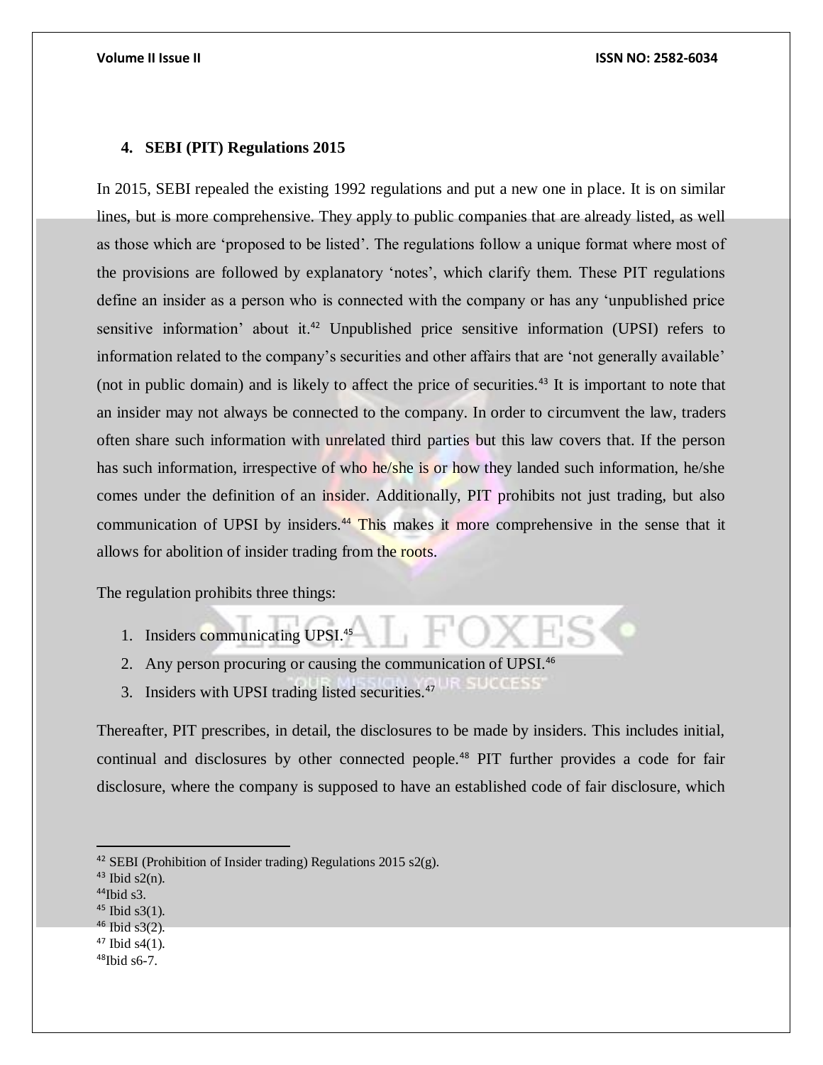## 4. SEBI (PIT) Regulations 2015

In 2015, SEBI repealed the existing 1992 regulations and put a new one in place. It is on similar lines, but is more comprehensive. They apply to public companies that are already listed, as well as those which are 'proposed to be listed'. The regulations follow a unique format where most of the provisions are followed by explanatory 'notes', which clarify them. These PIT regulations define an insider as a person who is connected with the company or has any 'unpublished price sensitive information' about it.[42] Unpublished price sensitive information (UPSI) refers to information related to the company's securities and other affairs that are 'not generally available' (not in public domain) and is likely to affect the price of securities.[43] It is important to note that an insider may not always be connected to the company. In order to circumvent the law, traders often share such information with unrelated third parties but this law covers that. If the person has such information, irrespective of who he/she is or how they landed such information, he/she comes under the definition of an insider. Additionally, PIT prohibits not just trading, but also communication of UPSI by insiders.[44] This makes it more comprehensive in the sense that it allows for abolition of insider trading from the roots.

The regulation prohibits three things:

1. Insiders communicating UPSI.[45]
2. Any person procuring or causing the communication of UPSI.[46]
3. Insiders with UPSI trading listed securities.[47]

Thereafter, PIT prescribes, in detail, the disclosures to be made by insiders. This includes initial, continual and disclosures by other connected people.[48] PIT further provides a code for fair disclosure, where the company is supposed to have an established code of fair disclosure, which

---

[42] SEBI (Prohibition of Insider trading) Regulations 2015 s2(g).

[43] Ibid s2(n).

[44] Ibid s3.

[45] Ibid s3(1).

[46] Ibid s3(2).

[47] Ibid s4(1).

[48] Ibid s6-7.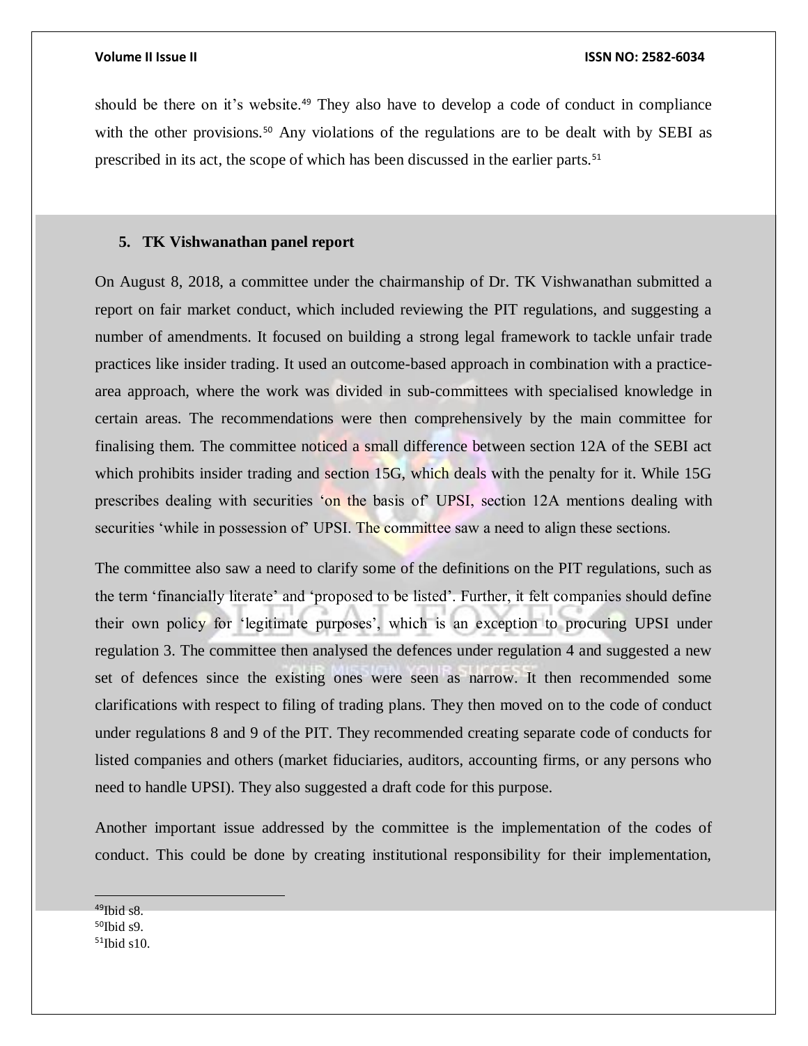should be there on it's website.[49] They also have to develop a code of conduct in compliance with the other provisions.[50] Any violations of the regulations are to be dealt with by SEBI as prescribed in its act, the scope of which has been discussed in the earlier parts.[51]

## 5. TK Vishwanathan panel report

On August 8, 2018, a committee under the chairmanship of Dr. TK Vishwanathan submitted a report on fair market conduct, which included reviewing the PIT regulations, and suggesting a number of amendments. It focused on building a strong legal framework to tackle unfair trade practices like insider trading. It used an outcome-based approach in combination with a practice-area approach, where the work was divided in sub-committees with specialised knowledge in certain areas. The recommendations were then comprehensively by the main committee for finalising them. The committee noticed a small difference between section 12A of the SEBI act which prohibits insider trading and section 15G, which deals with the penalty for it. While 15G prescribes dealing with securities 'on the basis of' UPSI, section 12A mentions dealing with securities 'while in possession of' UPSI. The committee saw a need to align these sections.

The committee also saw a need to clarify some of the definitions on the PIT regulations, such as the term 'financially literate' and 'proposed to be listed'. Further, it felt companies should define their own policy for 'legitimate purposes', which is an exception to procuring UPSI under regulation 3. The committee then analysed the defences under regulation 4 and suggested a new set of defences since the existing ones were seen as narrow. It then recommended some clarifications with respect to filing of trading plans. They then moved on to the code of conduct under regulations 8 and 9 of the PIT. They recommended creating separate code of conducts for listed companies and others (market fiduciaries, auditors, accounting firms, or any persons who need to handle UPSI). They also suggested a draft code for this purpose.

Another important issue addressed by the committee is the implementation of the codes of conduct. This could be done by creating institutional responsibility for their implementation,

---

[49] Ibid s8.
[50] Ibid s9.
[51] Ibid s10.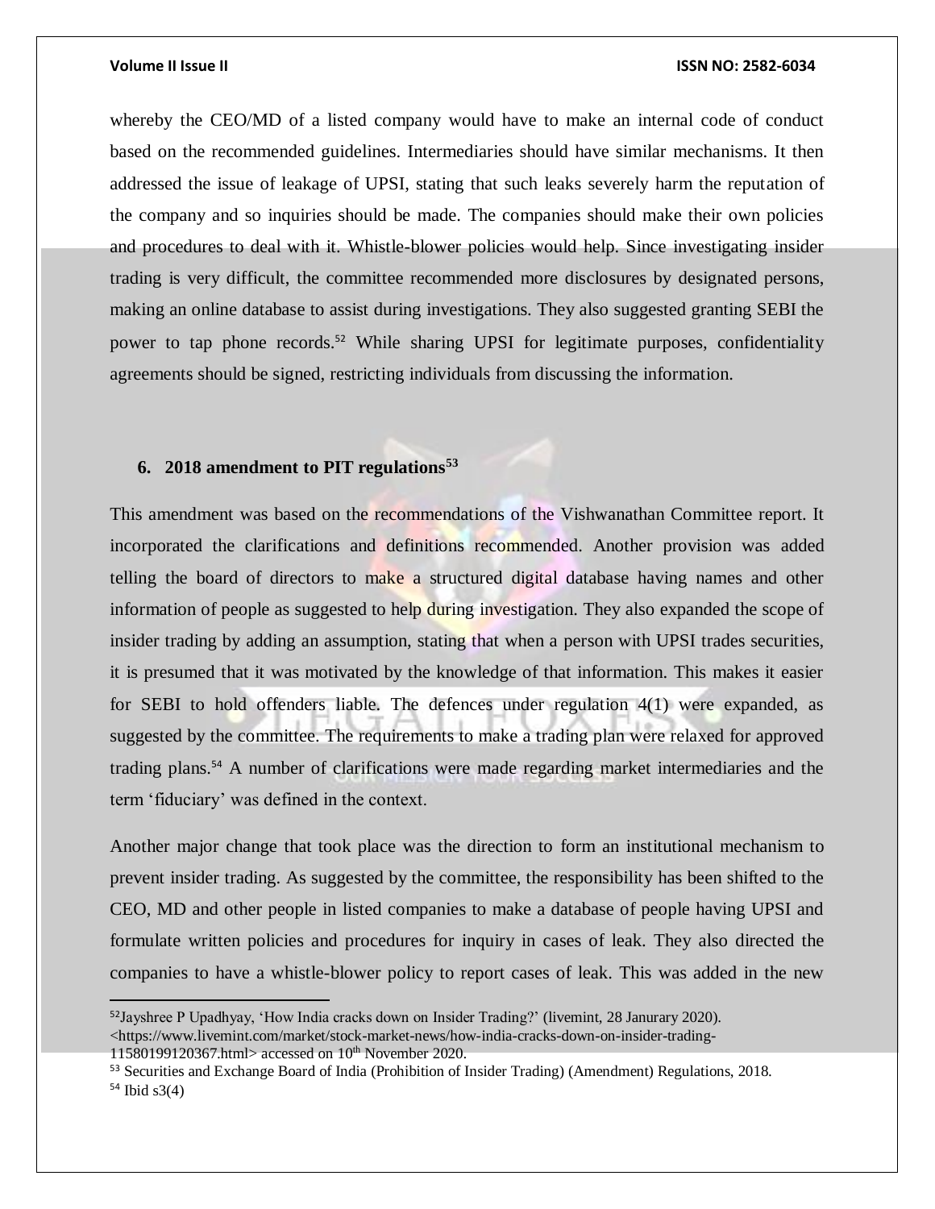whereby the CEO/MD of a listed company would have to make an internal code of conduct based on the recommended guidelines. Intermediaries should have similar mechanisms. It then addressed the issue of leakage of UPSI, stating that such leaks severely harm the reputation of the company and so inquiries should be made. The companies should make their own policies and procedures to deal with it. Whistle-blower policies would help. Since investigating insider trading is very difficult, the committee recommended more disclosures by designated persons, making an online database to assist during investigations. They also suggested granting SEBI the power to tap phone records.[52] While sharing UPSI for legitimate purposes, confidentiality agreements should be signed, restricting individuals from discussing the information.

### 6. 2018 amendment to PIT regulations[53]

This amendment was based on the recommendations of the Vishwanathan Committee report. It incorporated the clarifications and definitions recommended. Another provision was added telling the board of directors to make a structured digital database having names and other information of people as suggested to help during investigation. They also expanded the scope of insider trading by adding an assumption, stating that when a person with UPSI trades securities, it is presumed that it was motivated by the knowledge of that information. This makes it easier for SEBI to hold offenders liable. The defences under regulation 4(1) were expanded, as suggested by the committee. The requirements to make a trading plan were relaxed for approved trading plans.[54] A number of clarifications were made regarding market intermediaries and the term 'fiduciary' was defined in the context.

Another major change that took place was the direction to form an institutional mechanism to prevent insider trading. As suggested by the committee, the responsibility has been shifted to the CEO, MD and other people in listed companies to make a database of people having UPSI and formulate written policies and procedures for inquiry in cases of leak. They also directed the companies to have a whistle-blower policy to report cases of leak. This was added in the new

---

[52] Jayshree P Upadhyay, 'How India cracks down on Insider Trading?' (livemint, 28 Janurary 2020). <https://www.livemint.com/market/stock-market-news/how-india-cracks-down-on-insider-trading-11580199120367.html> accessed on 10th November 2020.

[53] Securities and Exchange Board of India (Prohibition of Insider Trading) (Amendment) Regulations, 2018.

[54] Ibid s3(4)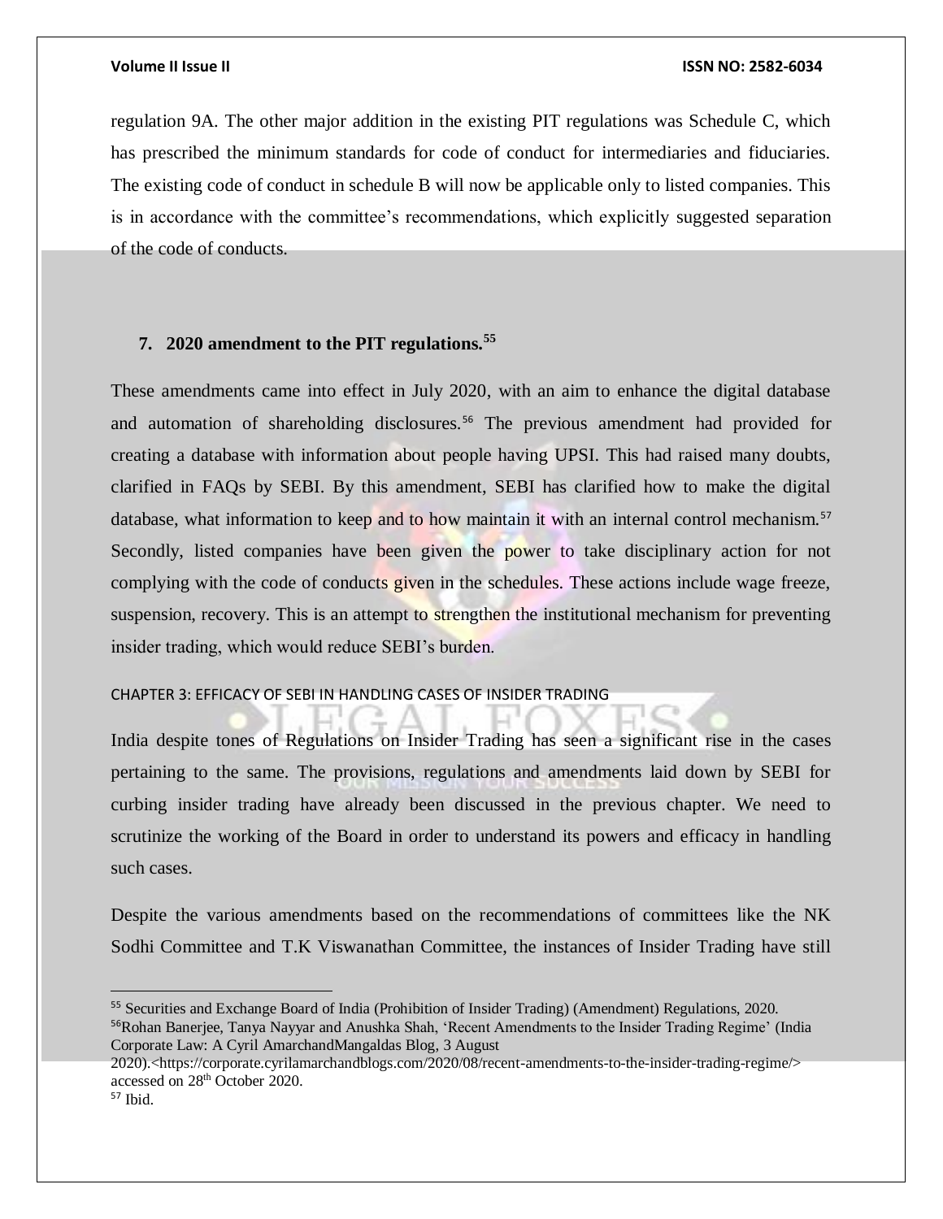regulation 9A. The other major addition in the existing PIT regulations was Schedule C, which has prescribed the minimum standards for code of conduct for intermediaries and fiduciaries. The existing code of conduct in schedule B will now be applicable only to listed companies. This is in accordance with the committee's recommendations, which explicitly suggested separation of the code of conducts.

### 7. 2020 amendment to the PIT regulations.[55]

These amendments came into effect in July 2020, with an aim to enhance the digital database and automation of shareholding disclosures.[56] The previous amendment had provided for creating a database with information about people having UPSI. This had raised many doubts, clarified in FAQs by SEBI. By this amendment, SEBI has clarified how to make the digital database, what information to keep and to how maintain it with an internal control mechanism.[57] Secondly, listed companies have been given the power to take disciplinary action for not complying with the code of conducts given in the schedules. These actions include wage freeze, suspension, recovery. This is an attempt to strengthen the institutional mechanism for preventing insider trading, which would reduce SEBI's burden.

## CHAPTER 3: EFFICACY OF SEBI IN HANDLING CASES OF INSIDER TRADING

India despite tones of Regulations on Insider Trading has seen a significant rise in the cases pertaining to the same. The provisions, regulations and amendments laid down by SEBI for curbing insider trading have already been discussed in the previous chapter. We need to scrutinize the working of the Board in order to understand its powers and efficacy in handling such cases.

Despite the various amendments based on the recommendations of committees like the NK Sodhi Committee and T.K Viswanathan Committee, the instances of Insider Trading have still

---

[55] Securities and Exchange Board of India (Prohibition of Insider Trading) (Amendment) Regulations, 2020.

[56] Rohan Banerjee, Tanya Nayyar and Anushka Shah, 'Recent Amendments to the Insider Trading Regime' (India Corporate Law: A Cyril AmarchandMangaldas Blog, 3 August 2020).<https://corporate.cyrilamarchandblogs.com/2020/08/recent-amendments-to-the-insider-trading-regime/> accessed on 28th October 2020.

[57] Ibid.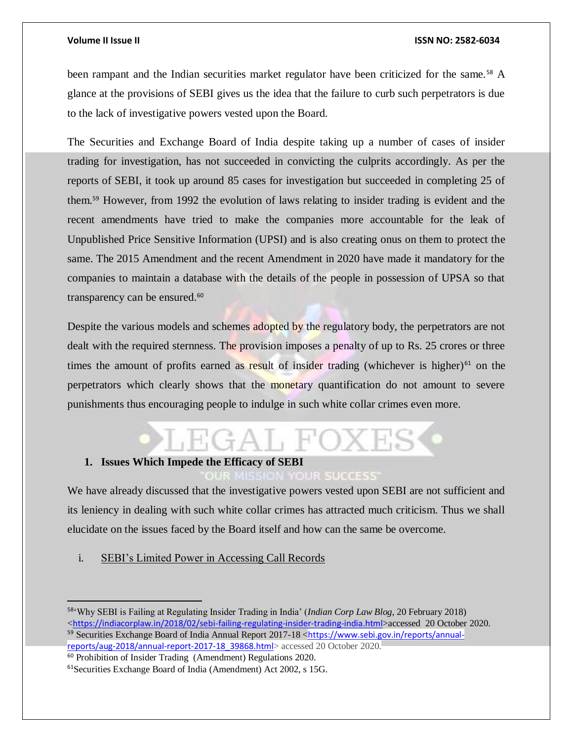been rampant and the Indian securities market regulator have been criticized for the same.[58] A glance at the provisions of SEBI gives us the idea that the failure to curb such perpetrators is due to the lack of investigative powers vested upon the Board.

The Securities and Exchange Board of India despite taking up a number of cases of insider trading for investigation, has not succeeded in convicting the culprits accordingly. As per the reports of SEBI, it took up around 85 cases for investigation but succeeded in completing 25 of them.[59] However, from 1992 the evolution of laws relating to insider trading is evident and the recent amendments have tried to make the companies more accountable for the leak of Unpublished Price Sensitive Information (UPSI) and is also creating onus on them to protect the same. The 2015 Amendment and the recent Amendment in 2020 have made it mandatory for the companies to maintain a database with the details of the people in possession of UPSA so that transparency can be ensured.[60]

Despite the various models and schemes adopted by the regulatory body, the perpetrators are not dealt with the required sternness. The provision imposes a penalty of up to Rs. 25 crores or three times the amount of profits earned as result of insider trading (whichever is higher)[61] on the perpetrators which clearly shows that the monetary quantification do not amount to severe punishments thus encouraging people to indulge in such white collar crimes even more.

### 1. Issues Which Impede the Efficacy of SEBI

We have already discussed that the investigative powers vested upon SEBI are not sufficient and its leniency in dealing with such white collar crimes has attracted much criticism. Thus we shall elucidate on the issues faced by the Board itself and how can the same be overcome.

i. SEBI's Limited Power in Accessing Call Records

---

[58] 'Why SEBI is Failing at Regulating Insider Trading in India' (*Indian Corp Law Blog*, 20 February 2018) <https://indiacorplaw.in/2018/02/sebi-failing-regulating-insider-trading-india.html>accessed 20 October 2020.

[59] Securities Exchange Board of India Annual Report 2017-18 <https://www.sebi.gov.in/reports/annual-reports/aug-2018/annual-report-2017-18_39868.html> accessed 20 October 2020.

[60] Prohibition of Insider Trading (Amendment) Regulations 2020.

[61] Securities Exchange Board of India (Amendment) Act 2002, s 15G.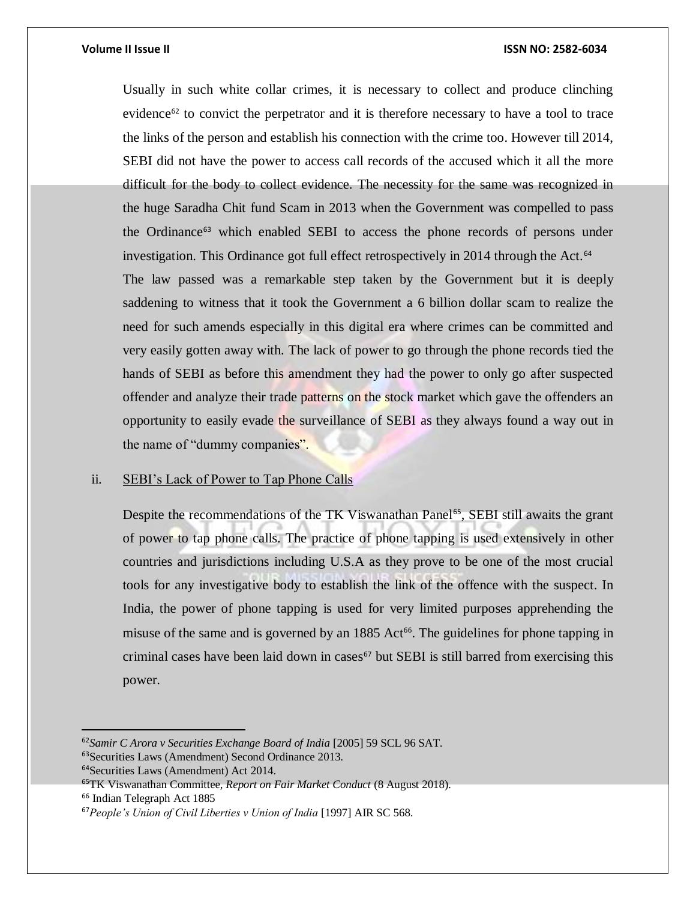Usually in such white collar crimes, it is necessary to collect and produce clinching evidence[62] to convict the perpetrator and it is therefore necessary to have a tool to trace the links of the person and establish his connection with the crime too. However till 2014, SEBI did not have the power to access call records of the accused which it all the more difficult for the body to collect evidence. The necessity for the same was recognized in the huge Saradha Chit fund Scam in 2013 when the Government was compelled to pass the Ordinance[63] which enabled SEBI to access the phone records of persons under investigation. This Ordinance got full effect retrospectively in 2014 through the Act.[64]

The law passed was a remarkable step taken by the Government but it is deeply saddening to witness that it took the Government a 6 billion dollar scam to realize the need for such amends especially in this digital era where crimes can be committed and very easily gotten away with. The lack of power to go through the phone records tied the hands of SEBI as before this amendment they had the power to only go after suspected offender and analyze their trade patterns on the stock market which gave the offenders an opportunity to easily evade the surveillance of SEBI as they always found a way out in the name of "dummy companies".

ii. SEBI's Lack of Power to Tap Phone Calls

Despite the recommendations of the TK Viswanathan Panel[65], SEBI still awaits the grant of power to tap phone calls. The practice of phone tapping is used extensively in other countries and jurisdictions including U.S.A as they prove to be one of the most crucial tools for any investigative body to establish the link of the offence with the suspect. In India, the power of phone tapping is used for very limited purposes apprehending the misuse of the same and is governed by an 1885 Act[66]. The guidelines for phone tapping in criminal cases have been laid down in cases[67] but SEBI is still barred from exercising this power.

---

[62] *Samir C Arora v Securities Exchange Board of India* [2005] 59 SCL 96 SAT.

[63] Securities Laws (Amendment) Second Ordinance 2013.

[64] Securities Laws (Amendment) Act 2014.

[65] TK Viswanathan Committee, *Report on Fair Market Conduct* (8 August 2018).

[66] Indian Telegraph Act 1885

[67] *People's Union of Civil Liberties v Union of India* [1997] AIR SC 568.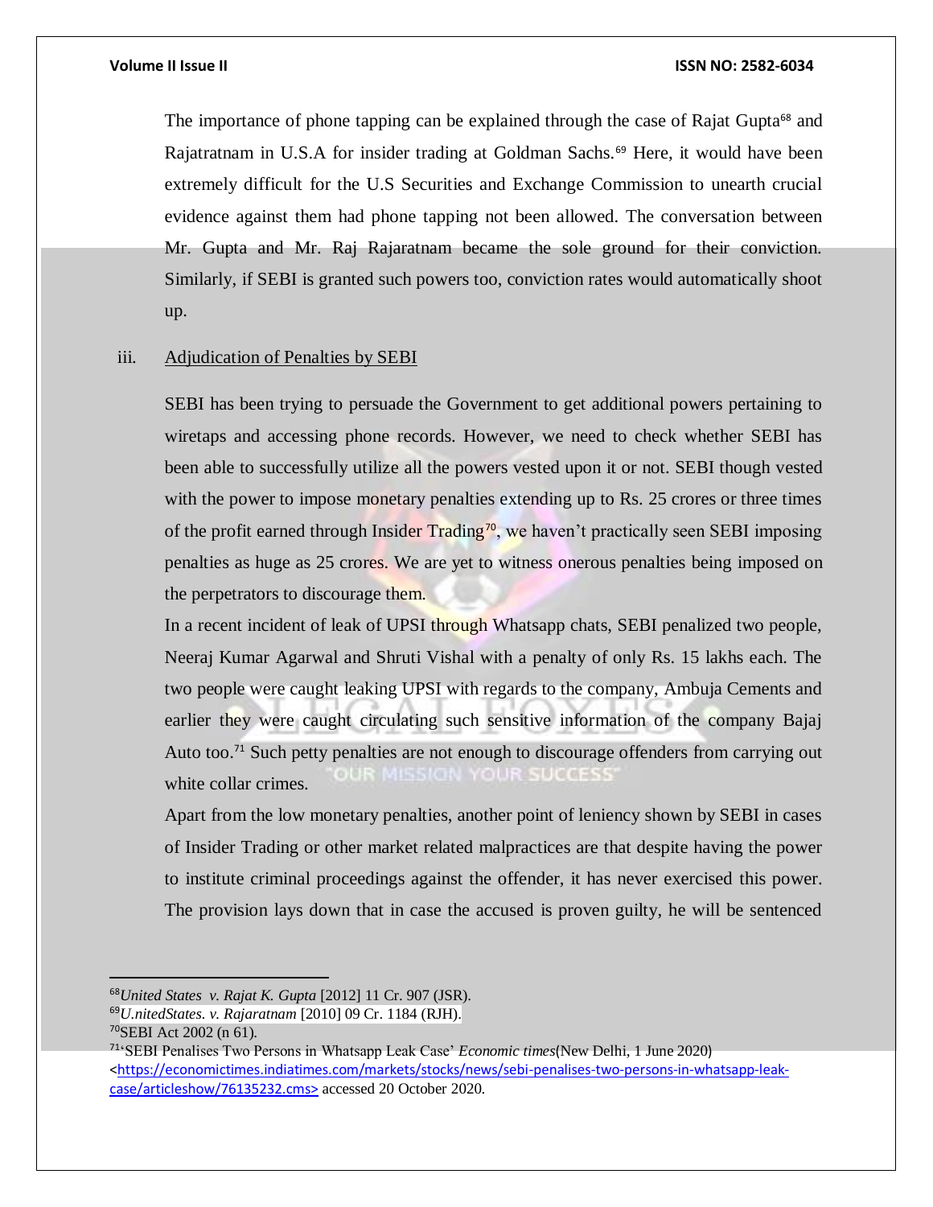The importance of phone tapping can be explained through the case of Rajat Gupta[68] and Rajatratnam in U.S.A for insider trading at Goldman Sachs.[69] Here, it would have been extremely difficult for the U.S Securities and Exchange Commission to unearth crucial evidence against them had phone tapping not been allowed. The conversation between Mr. Gupta and Mr. Raj Rajaratnam became the sole ground for their conviction. Similarly, if SEBI is granted such powers too, conviction rates would automatically shoot up.

iii. <u>Adjudication of Penalties by SEBI</u>

SEBI has been trying to persuade the Government to get additional powers pertaining to wiretaps and accessing phone records. However, we need to check whether SEBI has been able to successfully utilize all the powers vested upon it or not. SEBI though vested with the power to impose monetary penalties extending up to Rs. 25 crores or three times of the profit earned through Insider Trading[70], we haven't practically seen SEBI imposing penalties as huge as 25 crores. We are yet to witness onerous penalties being imposed on the perpetrators to discourage them.

In a recent incident of leak of UPSI through Whatsapp chats, SEBI penalized two people, Neeraj Kumar Agarwal and Shruti Vishal with a penalty of only Rs. 15 lakhs each. The two people were caught leaking UPSI with regards to the company, Ambuja Cements and earlier they were caught circulating such sensitive information of the company Bajaj Auto too.[71] Such petty penalties are not enough to discourage offenders from carrying out white collar crimes.

Apart from the low monetary penalties, another point of leniency shown by SEBI in cases of Insider Trading or other market related malpractices are that despite having the power to institute criminal proceedings against the offender, it has never exercised this power. The provision lays down that in case the accused is proven guilty, he will be sentenced

---

[68] *United States v. Rajat K. Gupta* [2012] 11 Cr. 907 (JSR).

[69] *U.nitedStates. v. Rajaratnam* [2010] 09 Cr. 1184 (RJH).

[70] SEBI Act 2002 (n 61).

[71] 'SEBI Penalises Two Persons in Whatsapp Leak Case' *Economic times*(New Delhi, 1 June 2020) <https://economictimes.indiatimes.com/markets/stocks/news/sebi-penalises-two-persons-in-whatsapp-leak-case/articleshow/76135232.cms> accessed 20 October 2020.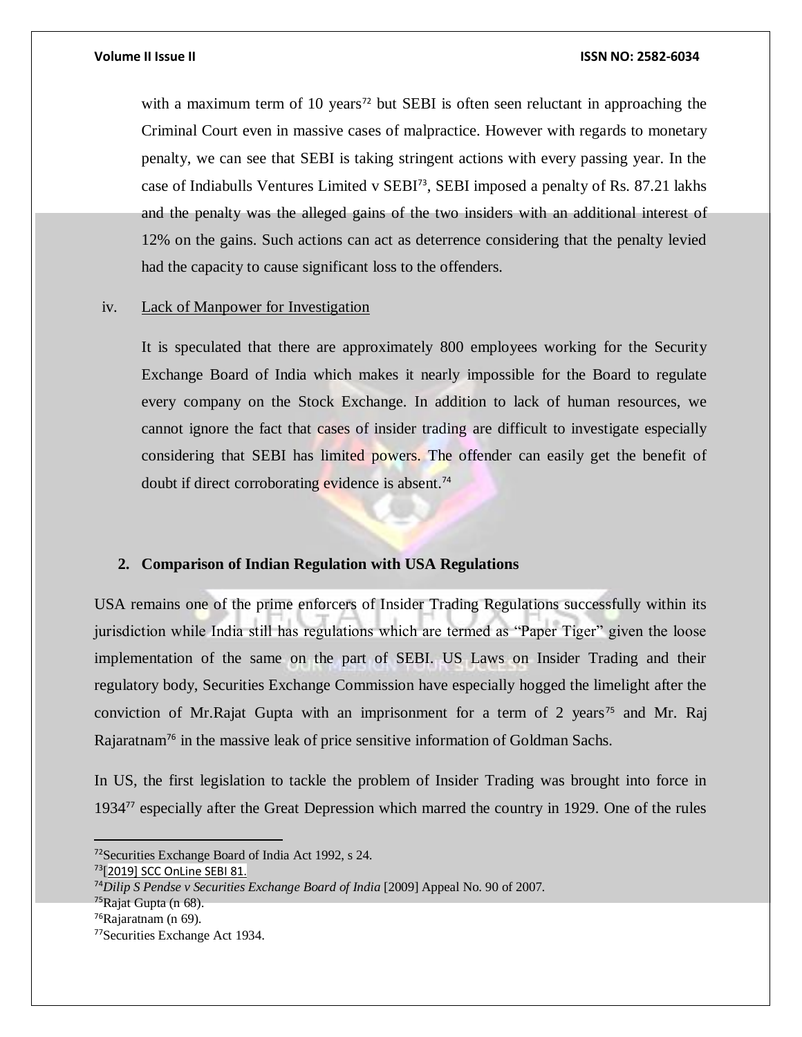with a maximum term of 10 years[72] but SEBI is often seen reluctant in approaching the Criminal Court even in massive cases of malpractice. However with regards to monetary penalty, we can see that SEBI is taking stringent actions with every passing year. In the case of Indiabulls Ventures Limited v SEBI[73], SEBI imposed a penalty of Rs. 87.21 lakhs and the penalty was the alleged gains of the two insiders with an additional interest of 12% on the gains. Such actions can act as deterrence considering that the penalty levied had the capacity to cause significant loss to the offenders.

iv. Lack of Manpower for Investigation

It is speculated that there are approximately 800 employees working for the Security Exchange Board of India which makes it nearly impossible for the Board to regulate every company on the Stock Exchange. In addition to lack of human resources, we cannot ignore the fact that cases of insider trading are difficult to investigate especially considering that SEBI has limited powers. The offender can easily get the benefit of doubt if direct corroborating evidence is absent.[74]

## 2. Comparison of Indian Regulation with USA Regulations

USA remains one of the prime enforcers of Insider Trading Regulations successfully within its jurisdiction while India still has regulations which are termed as "Paper Tiger" given the loose implementation of the same on the part of SEBI. US Laws on Insider Trading and their regulatory body, Securities Exchange Commission have especially hogged the limelight after the conviction of Mr.Rajat Gupta with an imprisonment for a term of 2 years[75] and Mr. Raj Rajaratnam[76] in the massive leak of price sensitive information of Goldman Sachs.

In US, the first legislation to tackle the problem of Insider Trading was brought into force in 1934[77] especially after the Great Depression which marred the country in 1929. One of the rules

---

[72] Securities Exchange Board of India Act 1992, s 24.

[73] [2019] SCC OnLine SEBI 81.

[74] *Dilip S Pendse v Securities Exchange Board of India* [2009] Appeal No. 90 of 2007.

[75] Rajat Gupta (n 68).

[76] Rajaratnam (n 69).

[77] Securities Exchange Act 1934.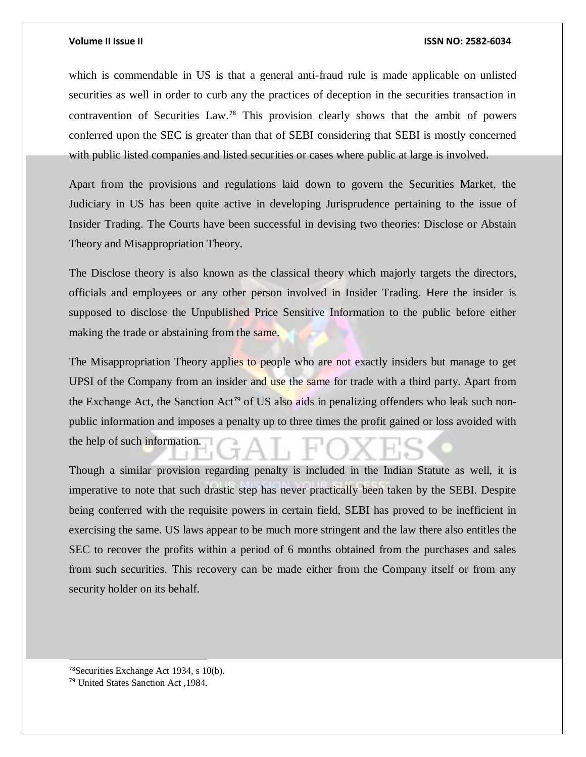which is commendable in US is that a general anti-fraud rule is made applicable on unlisted securities as well in order to curb any the practices of deception in the securities transaction in contravention of Securities Law.[78] This provision clearly shows that the ambit of powers conferred upon the SEC is greater than that of SEBI considering that SEBI is mostly concerned with public listed companies and listed securities or cases where public at large is involved.

Apart from the provisions and regulations laid down to govern the Securities Market, the Judiciary in US has been quite active in developing Jurisprudence pertaining to the issue of Insider Trading. The Courts have been successful in devising two theories: Disclose or Abstain Theory and Misappropriation Theory.

The Disclose theory is also known as the classical theory which majorly targets the directors, officials and employees or any other person involved in Insider Trading. Here the insider is supposed to disclose the Unpublished Price Sensitive Information to the public before either making the trade or abstaining from the same.

The Misappropriation Theory applies to people who are not exactly insiders but manage to get UPSI of the Company from an insider and use the same for trade with a third party. Apart from the Exchange Act, the Sanction Act[79] of US also aids in penalizing offenders who leak such non-public information and imposes a penalty up to three times the profit gained or loss avoided with the help of such information.

Though a similar provision regarding penalty is included in the Indian Statute as well, it is imperative to note that such drastic step has never practically been taken by the SEBI. Despite being conferred with the requisite powers in certain field, SEBI has proved to be inefficient in exercising the same. US laws appear to be much more stringent and the law there also entitles the SEC to recover the profits within a period of 6 months obtained from the purchases and sales from such securities. This recovery can be made either from the Company itself or from any security holder on its behalf.

---

[78]Securities Exchange Act 1934, s 10(b).

[79] United States Sanction Act ,1984.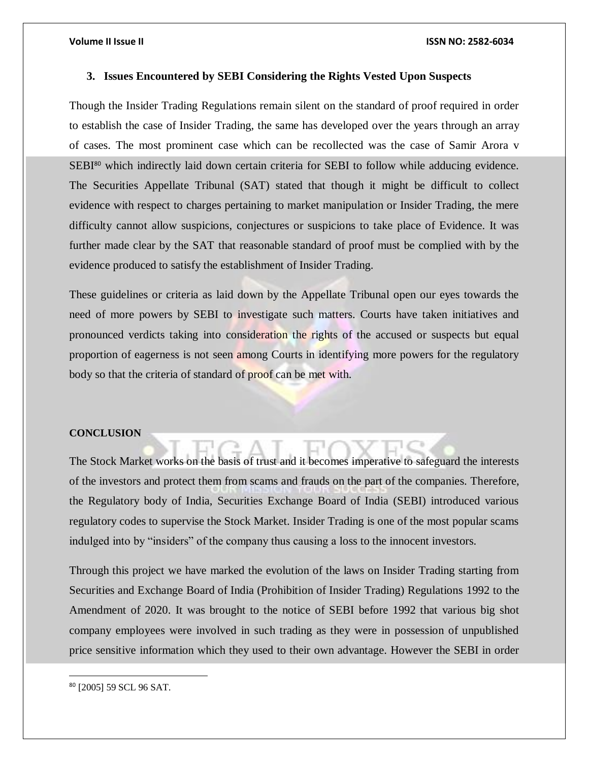### 3. Issues Encountered by SEBI Considering the Rights Vested Upon Suspects

Though the Insider Trading Regulations remain silent on the standard of proof required in order to establish the case of Insider Trading, the same has developed over the years through an array of cases. The most prominent case which can be recollected was the case of Samir Arora v SEBI[80] which indirectly laid down certain criteria for SEBI to follow while adducing evidence. The Securities Appellate Tribunal (SAT) stated that though it might be difficult to collect evidence with respect to charges pertaining to market manipulation or Insider Trading, the mere difficulty cannot allow suspicions, conjectures or suspicions to take place of Evidence. It was further made clear by the SAT that reasonable standard of proof must be complied with by the evidence produced to satisfy the establishment of Insider Trading.

These guidelines or criteria as laid down by the Appellate Tribunal open our eyes towards the need of more powers by SEBI to investigate such matters. Courts have taken initiatives and pronounced verdicts taking into consideration the rights of the accused or suspects but equal proportion of eagerness is not seen among Courts in identifying more powers for the regulatory body so that the criteria of standard of proof can be met with.

**CONCLUSION**

The Stock Market works on the basis of trust and it becomes imperative to safeguard the interests of the investors and protect them from scams and frauds on the part of the companies. Therefore, the Regulatory body of India, Securities Exchange Board of India (SEBI) introduced various regulatory codes to supervise the Stock Market. Insider Trading is one of the most popular scams indulged into by "insiders" of the company thus causing a loss to the innocent investors.

Through this project we have marked the evolution of the laws on Insider Trading starting from Securities and Exchange Board of India (Prohibition of Insider Trading) Regulations 1992 to the Amendment of 2020. It was brought to the notice of SEBI before 1992 that various big shot company employees were involved in such trading as they were in possession of unpublished price sensitive information which they used to their own advantage. However the SEBI in order

---

[80] [2005] 59 SCL 96 SAT.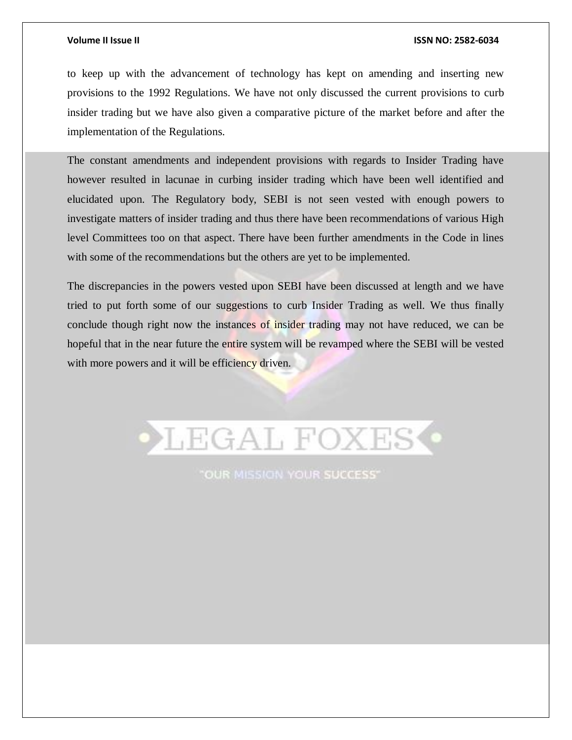to keep up with the advancement of technology has kept on amending and inserting new provisions to the 1992 Regulations. We have not only discussed the current provisions to curb insider trading but we have also given a comparative picture of the market before and after the implementation of the Regulations.

The constant amendments and independent provisions with regards to Insider Trading have however resulted in lacunae in curbing insider trading which have been well identified and elucidated upon. The Regulatory body, SEBI is not seen vested with enough powers to investigate matters of insider trading and thus there have been recommendations of various High level Committees too on that aspect. There have been further amendments in the Code in lines with some of the recommendations but the others are yet to be implemented.

The discrepancies in the powers vested upon SEBI have been discussed at length and we have tried to put forth some of our suggestions to curb Insider Trading as well. We thus finally conclude though right now the instances of insider trading may not have reduced, we can be hopeful that in the near future the entire system will be revamped where the SEBI will be vested with more powers and it will be efficiency driven.